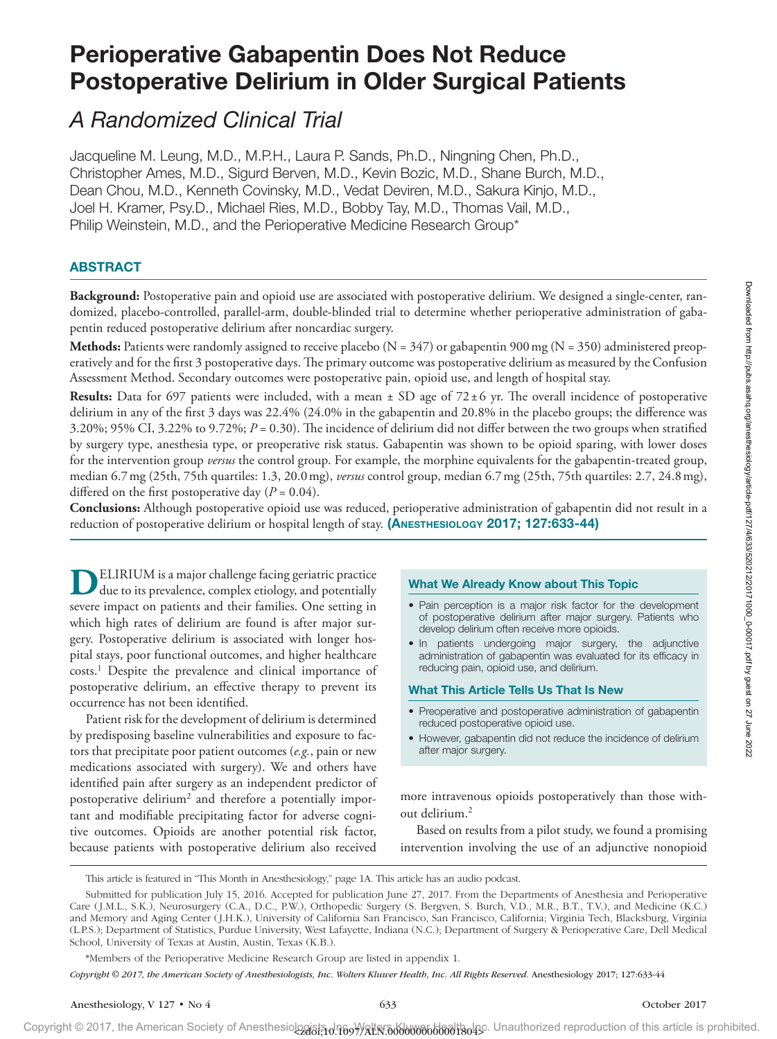# Perioperative Gabapentin Does Not Reduce Postoperative Delirium in Older Surgical Patients

## A Randomized Clinical Trial

Jacqueline M. Leung, M.D., M.P.H., Laura P. Sands, Ph.D., Ningning Chen, Ph.D., Christopher Ames, M.D., Sigurd Berven, M.D., Kevin Bozic, M.D., Shane Burch, M.D., Dean Chou, M.D., Kenneth Covinsky, M.D., Vedat Deviren, M.D., Sakura Kinjo, M.D., Joel H. Kramer, Psy.D., Michael Ries, M.D., Bobby Tay, M.D., Thomas Vail, M.D., Philip Weinstein, M.D., and the Perioperative Medicine Research Group*

## ABSTRACT

**Background:** Postoperative pain and opioid use are associated with postoperative delirium. We designed a single-center, randomized, placebo-controlled, parallel-arm, double-blinded trial to determine whether perioperative administration of gabapentin reduced postoperative delirium after noncardiac surgery.

**Methods:** Patients were randomly assigned to receive placebo (N = 347) or gabapentin 900 mg (N = 350) administered preoperatively and for the first 3 postoperative days. The primary outcome was postoperative delirium as measured by the Confusion Assessment Method. Secondary outcomes were postoperative pain, opioid use, and length of hospital stay.

**Results:** Data for 697 patients were included, with a mean ± SD age of 72 ± 6 yr. The overall incidence of postoperative delirium in any of the first 3 days was 22.4% (24.0% in the gabapentin and 20.8% in the placebo groups; the difference was 3.20%; 95% CI, 3.22% to 9.72%; *P* = 0.30). The incidence of delirium did not differ between the two groups when stratified by surgery type, anesthesia type, or preoperative risk status. Gabapentin was shown to be opioid sparing, with lower doses for the intervention group *versus* the control group. For example, the morphine equivalents for the gabapentin-treated group, median 6.7 mg (25th, 75th quartiles: 1.3, 20.0 mg), *versus* control group, median 6.7 mg (25th, 75th quartiles: 2.7, 24.8 mg), differed on the first postoperative day (*P* = 0.04).

**Conclusions:** Although postoperative opioid use was reduced, perioperative administration of gabapentin did not result in a reduction of postoperative delirium or hospital length of stay. **(Anesthesiology 2017; 127:633-44)**

DELIRIUM is a major challenge facing geriatric practice due to its prevalence, complex etiology, and potentially severe impact on patients and their families. One setting in which high rates of delirium are found is after major surgery. Postoperative delirium is associated with longer hospital stays, poor functional outcomes, and higher healthcare costs.[1] Despite the prevalence and clinical importance of postoperative delirium, an effective therapy to prevent its occurrence has not been identified.

Patient risk for the development of delirium is determined by predisposing baseline vulnerabilities and exposure to factors that precipitate poor patient outcomes (*e.g.*, pain or new medications associated with surgery). We and others have identified pain after surgery as an independent predictor of postoperative delirium[2] and therefore a potentially important and modifiable precipitating factor for adverse cognitive outcomes. Opioids are another potential risk factor, because patients with postoperative delirium also received more intravenous opioids postoperatively than those without delirium.[2]

Based on results from a pilot study, we found a promising intervention involving the use of an adjunctive nonopioid

> **What We Already Know about This Topic**
>
> - Pain perception is a major risk factor for the development of postoperative delirium after major surgery. Patients who develop delirium often receive more opioids.
> - In patients undergoing major surgery, the adjunctive administration of gabapentin was evaluated for its efficacy in reducing pain, opioid use, and delirium.
>
> **What This Article Tells Us That Is New**
>
> - Preoperative and postoperative administration of gabapentin reduced postoperative opioid use.
> - However, gabapentin did not reduce the incidence of delirium after major surgery.

This article is featured in "This Month in Anesthesiology," page 1A. This article has an audio podcast.

Submitted for publication July 15, 2016. Accepted for publication June 27, 2017. From the Departments of Anesthesia and Perioperative Care (J.M.L., S.K.), Neurosurgery (C.A., D.C., P.W.), Orthopedic Surgery (S. Bergven, S. Burch, V.D., M.R., B.T., T.V.), and Medicine (K.C.) and Memory and Aging Center (J.H.K.), University of California San Francisco, San Francisco, California; Virginia Tech, Blacksburg, Virginia (L.P.S.); Department of Statistics, Purdue University, West Lafayette, Indiana (N.C.); Department of Surgery & Perioperative Care, Dell Medical School, University of Texas at Austin, Austin, Texas (K.B.).

*Members of the Perioperative Medicine Research Group are listed in appendix 1.

*Copyright © 2017, the American Society of Anesthesiologists, Inc. Wolters Kluwer Health, Inc. All Rights Reserved.* Anesthesiology 2017; 127:633-44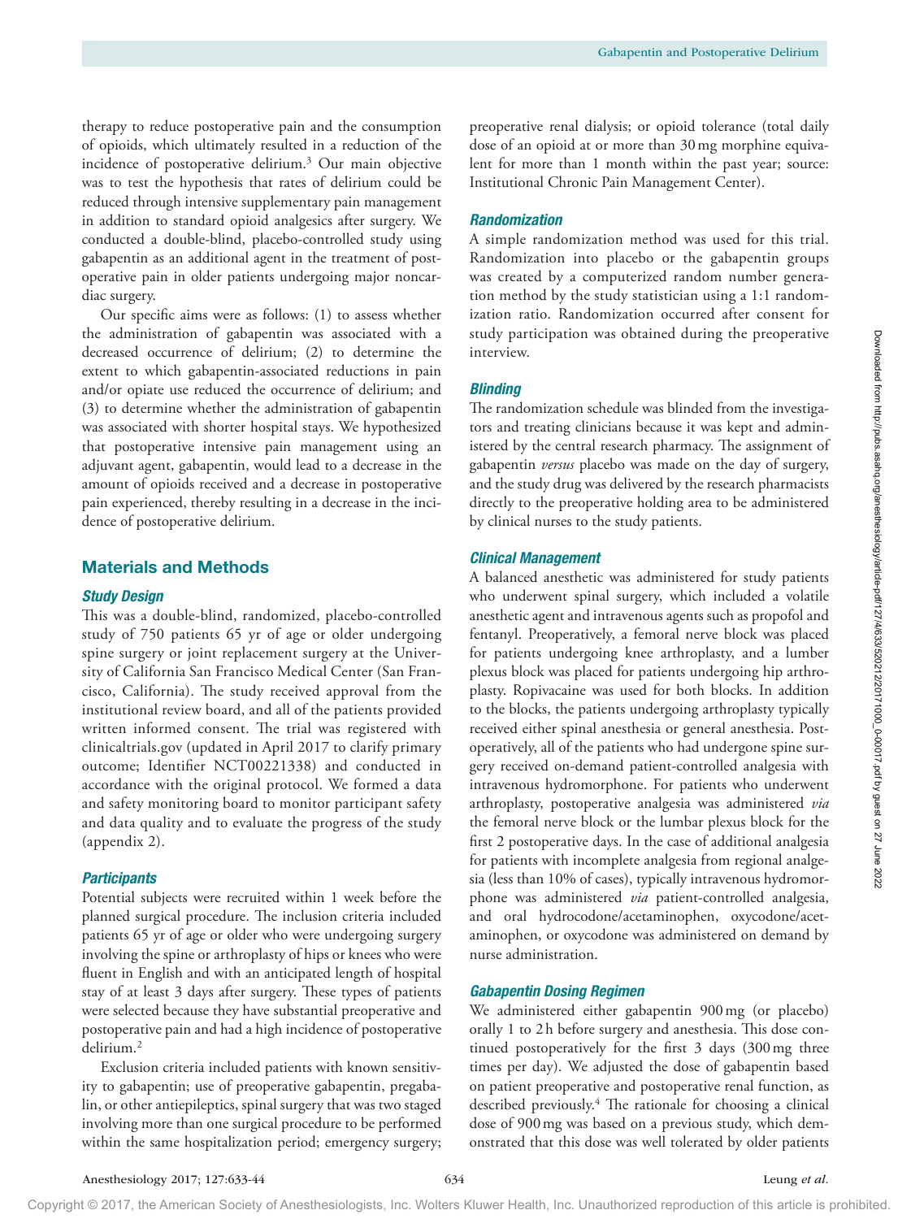therapy to reduce postoperative pain and the consumption of opioids, which ultimately resulted in a reduction of the incidence of postoperative delirium.[3] Our main objective was to test the hypothesis that rates of delirium could be reduced through intensive supplementary pain management in addition to standard opioid analgesics after surgery. We conducted a double-blind, placebo-controlled study using gabapentin as an additional agent in the treatment of postoperative pain in older patients undergoing major noncardiac surgery.

Our specific aims were as follows: (1) to assess whether the administration of gabapentin was associated with a decreased occurrence of delirium; (2) to determine the extent to which gabapentin-associated reductions in pain and/or opiate use reduced the occurrence of delirium; and (3) to determine whether the administration of gabapentin was associated with shorter hospital stays. We hypothesized that postoperative intensive pain management using an adjuvant agent, gabapentin, would lead to a decrease in the amount of opioids received and a decrease in postoperative pain experienced, thereby resulting in a decrease in the incidence of postoperative delirium.

## Materials and Methods

### *Study Design*

This was a double-blind, randomized, placebo-controlled study of 750 patients 65 yr of age or older undergoing spine surgery or joint replacement surgery at the University of California San Francisco Medical Center (San Francisco, California). The study received approval from the institutional review board, and all of the patients provided written informed consent. The trial was registered with clinicaltrials.gov (updated in April 2017 to clarify primary outcome; Identifier NCT00221338) and conducted in accordance with the original protocol. We formed a data and safety monitoring board to monitor participant safety and data quality and to evaluate the progress of the study (appendix 2).

### *Participants*

Potential subjects were recruited within 1 week before the planned surgical procedure. The inclusion criteria included patients 65 yr of age or older who were undergoing surgery involving the spine or arthroplasty of hips or knees who were fluent in English and with an anticipated length of hospital stay of at least 3 days after surgery. These types of patients were selected because they have substantial preoperative and postoperative pain and had a high incidence of postoperative delirium.[2]

Exclusion criteria included patients with known sensitivity to gabapentin; use of preoperative gabapentin, pregabalin, or other antiepileptics, spinal surgery that was two staged involving more than one surgical procedure to be performed within the same hospitalization period; emergency surgery; preoperative renal dialysis; or opioid tolerance (total daily dose of an opioid at or more than 30 mg morphine equivalent for more than 1 month within the past year; source: Institutional Chronic Pain Management Center).

### *Randomization*

A simple randomization method was used for this trial. Randomization into placebo or the gabapentin groups was created by a computerized random number generation method by the study statistician using a 1:1 randomization ratio. Randomization occurred after consent for study participation was obtained during the preoperative interview.

### *Blinding*

The randomization schedule was blinded from the investigators and treating clinicians because it was kept and administered by the central research pharmacy. The assignment of gabapentin *versus* placebo was made on the day of surgery, and the study drug was delivered by the research pharmacists directly to the preoperative holding area to be administered by clinical nurses to the study patients.

### *Clinical Management*

A balanced anesthetic was administered for study patients who underwent spinal surgery, which included a volatile anesthetic agent and intravenous agents such as propofol and fentanyl. Preoperatively, a femoral nerve block was placed for patients undergoing knee arthroplasty, and a lumber plexus block was placed for patients undergoing hip arthroplasty. Ropivacaine was used for both blocks. In addition to the blocks, the patients undergoing arthroplasty typically received either spinal anesthesia or general anesthesia. Postoperatively, all of the patients who had undergone spine surgery received on-demand patient-controlled analgesia with intravenous hydromorphone. For patients who underwent arthroplasty, postoperative analgesia was administered *via* the femoral nerve block or the lumbar plexus block for the first 2 postoperative days. In the case of additional analgesia for patients with incomplete analgesia from regional analgesia (less than 10% of cases), typically intravenous hydromorphone was administered *via* patient-controlled analgesia, and oral hydrocodone/acetaminophen, oxycodone/acetaminophen, or oxycodone was administered on demand by nurse administration.

### *Gabapentin Dosing Regimen*

We administered either gabapentin 900 mg (or placebo) orally 1 to 2 h before surgery and anesthesia. This dose continued postoperatively for the first 3 days (300 mg three times per day). We adjusted the dose of gabapentin based on patient preoperative and postoperative renal function, as described previously.[4] The rationale for choosing a clinical dose of 900 mg was based on a previous study, which demonstrated that this dose was well tolerated by older patients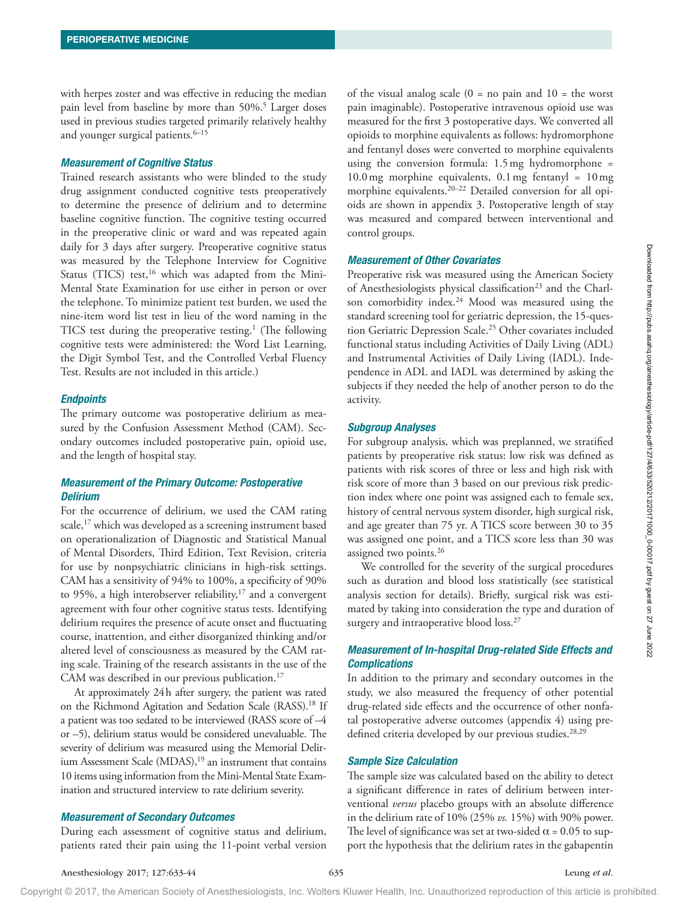with herpes zoster and was effective in reducing the median pain level from baseline by more than 50%.[5] Larger doses used in previous studies targeted primarily relatively healthy and younger surgical patients.[6–15]

### *Measurement of Cognitive Status*

Trained research assistants who were blinded to the study drug assignment conducted cognitive tests preoperatively to determine the presence of delirium and to determine baseline cognitive function. The cognitive testing occurred in the preoperative clinic or ward and was repeated again daily for 3 days after surgery. Preoperative cognitive status was measured by the Telephone Interview for Cognitive Status (TICS) test,[16] which was adapted from the Mini-Mental State Examination for use either in person or over the telephone. To minimize patient test burden, we used the nine-item word list test in lieu of the word naming in the TICS test during the preoperative testing.[1] (The following cognitive tests were administered: the Word List Learning, the Digit Symbol Test, and the Controlled Verbal Fluency Test. Results are not included in this article.)

### *Endpoints*

The primary outcome was postoperative delirium as measured by the Confusion Assessment Method (CAM). Secondary outcomes included postoperative pain, opioid use, and the length of hospital stay.

### *Measurement of the Primary Outcome: Postoperative Delirium*

For the occurrence of delirium, we used the CAM rating scale,[17] which was developed as a screening instrument based on operationalization of Diagnostic and Statistical Manual of Mental Disorders, Third Edition, Text Revision, criteria for use by nonpsychiatric clinicians in high-risk settings. CAM has a sensitivity of 94% to 100%, a specificity of 90% to 95%, a high interobserver reliability,[17] and a convergent agreement with four other cognitive status tests. Identifying delirium requires the presence of acute onset and fluctuating course, inattention, and either disorganized thinking and/or altered level of consciousness as measured by the CAM rating scale. Training of the research assistants in the use of the CAM was described in our previous publication.[17]

At approximately 24 h after surgery, the patient was rated on the Richmond Agitation and Sedation Scale (RASS).[18] If a patient was too sedated to be interviewed (RASS score of –4 or –5), delirium status would be considered unevaluable. The severity of delirium was measured using the Memorial Delirium Assessment Scale (MDAS),[19] an instrument that contains 10 items using information from the Mini-Mental State Examination and structured interview to rate delirium severity.

### *Measurement of Secondary Outcomes*

During each assessment of cognitive status and delirium, patients rated their pain using the 11-point verbal version of the visual analog scale (0 = no pain and 10 = the worst pain imaginable). Postoperative intravenous opioid use was measured for the first 3 postoperative days. We converted all opioids to morphine equivalents as follows: hydromorphone and fentanyl doses were converted to morphine equivalents using the conversion formula: 1.5 mg hydromorphone = 10.0 mg morphine equivalents, 0.1 mg fentanyl = 10 mg morphine equivalents.[20–22] Detailed conversion for all opioids are shown in appendix 3. Postoperative length of stay was measured and compared between interventional and control groups.

### *Measurement of Other Covariates*

Preoperative risk was measured using the American Society of Anesthesiologists physical classification[23] and the Charlson comorbidity index.[24] Mood was measured using the standard screening tool for geriatric depression, the 15-question Geriatric Depression Scale.[25] Other covariates included functional status including Activities of Daily Living (ADL) and Instrumental Activities of Daily Living (IADL). Independence in ADL and IADL was determined by asking the subjects if they needed the help of another person to do the activity.

### *Subgroup Analyses*

For subgroup analysis, which was preplanned, we stratified patients by preoperative risk status: low risk was defined as patients with risk scores of three or less and high risk with risk score of more than 3 based on our previous risk prediction index where one point was assigned each to female sex, history of central nervous system disorder, high surgical risk, and age greater than 75 yr. A TICS score between 30 to 35 was assigned one point, and a TICS score less than 30 was assigned two points.[26]

We controlled for the severity of the surgical procedures such as duration and blood loss statistically (see statistical analysis section for details). Briefly, surgical risk was estimated by taking into consideration the type and duration of surgery and intraoperative blood loss.[27]

### *Measurement of In-hospital Drug-related Side Effects and Complications*

In addition to the primary and secondary outcomes in the study, we also measured the frequency of other potential drug-related side effects and the occurrence of other nonfatal postoperative adverse outcomes (appendix 4) using predefined criteria developed by our previous studies.[28,29]

### *Sample Size Calculation*

The sample size was calculated based on the ability to detect a significant difference in rates of delirium between interventional *versus* placebo groups with an absolute difference in the delirium rate of 10% (25% *vs.* 15%) with 90% power. The level of significance was set at two-sided $\alpha = 0.05$ to support the hypothesis that the delirium rates in the gabapentin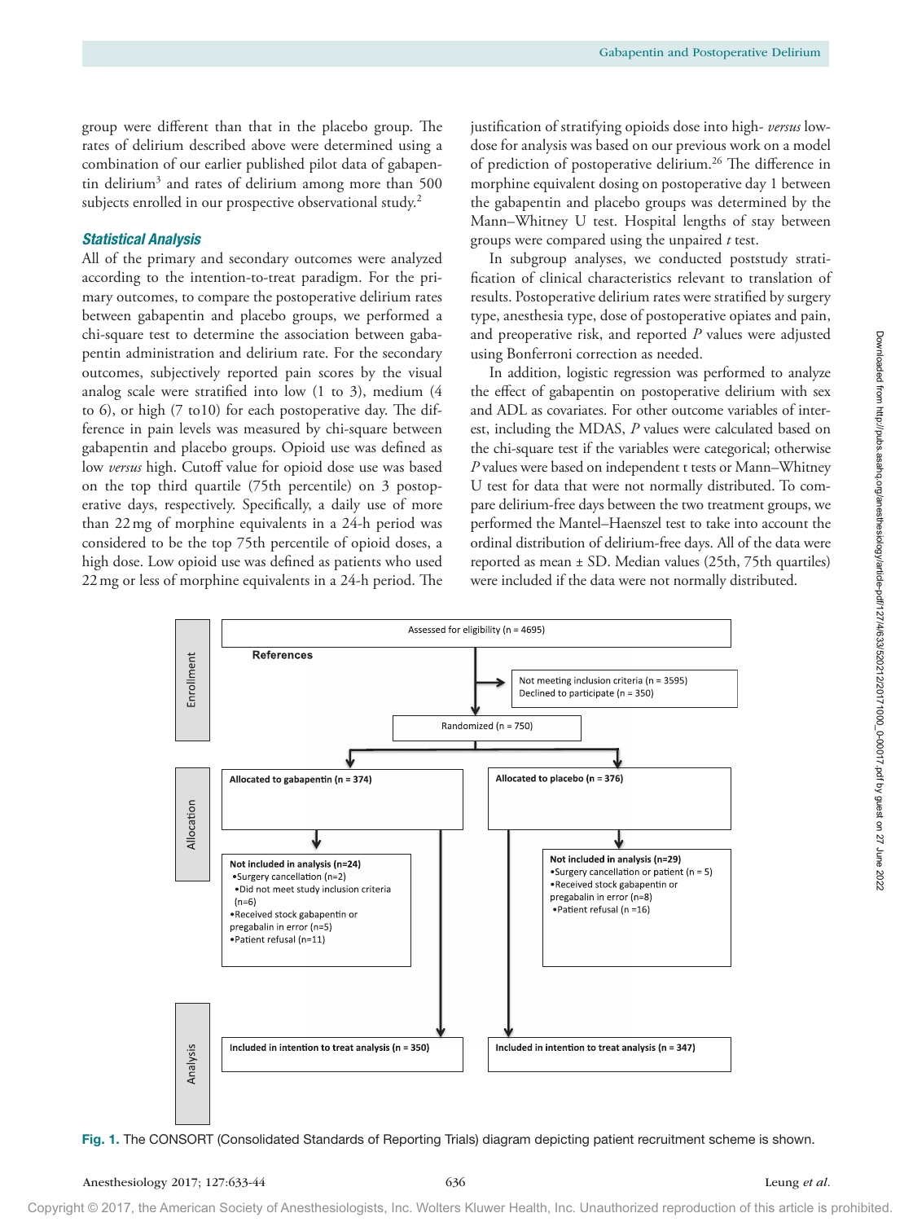group were different than that in the placebo group. The rates of delirium described above were determined using a combination of our earlier published pilot data of gabapentin delirium[3] and rates of delirium among more than 500 subjects enrolled in our prospective observational study.[2]

### *Statistical Analysis*

All of the primary and secondary outcomes were analyzed according to the intention-to-treat paradigm. For the primary outcomes, to compare the postoperative delirium rates between gabapentin and placebo groups, we performed a chi-square test to determine the association between gabapentin administration and delirium rate. For the secondary outcomes, subjectively reported pain scores by the visual analog scale were stratified into low (1 to 3), medium (4 to 6), or high (7 to10) for each postoperative day. The difference in pain levels was measured by chi-square between gabapentin and placebo groups. Opioid use was defined as low *versus* high. Cutoff value for opioid dose use was based on the top third quartile (75th percentile) on 3 postoperative days, respectively. Specifically, a daily use of more than 22 mg of morphine equivalents in a 24-h period was considered to be the top 75th percentile of opioid doses, a high dose. Low opioid use was defined as patients who used 22 mg or less of morphine equivalents in a 24-h period. The justification of stratifying opioids dose into high- *versus* low-dose for analysis was based on our previous work on a model of prediction of postoperative delirium.[26] The difference in morphine equivalent dosing on postoperative day 1 between the gabapentin and placebo groups was determined by the Mann–Whitney U test. Hospital lengths of stay between groups were compared using the unpaired *t* test.

In subgroup analyses, we conducted poststudy stratification of clinical characteristics relevant to translation of results. Postoperative delirium rates were stratified by surgery type, anesthesia type, dose of postoperative opiates and pain, and preoperative risk, and reported *P* values were adjusted using Bonferroni correction as needed.

In addition, logistic regression was performed to analyze the effect of gabapentin on postoperative delirium with sex and ADL as covariates. For other outcome variables of interest, including the MDAS, *P* values were calculated based on the chi-square test if the variables were categorical; otherwise *P* values were based on independent t tests or Mann–Whitney U test for data that were not normally distributed. To compare delirium-free days between the two treatment groups, we performed the Mantel–Haenszel test to take into account the ordinal distribution of delirium-free days. All of the data were reported as mean ± SD. Median values (25th, 75th quartiles) were included if the data were not normally distributed.

**Enrollment**

- Assessed for eligibility (n = 4695)
- Not meeting inclusion criteria (n = 3595); Declined to participate (n = 350)
- Randomized (n = 750)

**Allocation**

- **Allocated to gabapentin (n = 374)**
  - **Not included in analysis (n=24)**
    - Surgery cancellation (n=2)
    - Did not meet study inclusion criteria (n=6)
    - Received stock gabapentin or pregabalin in error (n=5)
    - Patient refusal (n=11)
- **Allocated to placebo (n = 376)**
  - **Not included in analysis (n=29)**
    - Surgery cancellation or patient (n = 5)
    - Received stock gabapentin or pregabalin in error (n=8)
    - Patient refusal (n =16)

**Analysis**

- **Included in intention to treat analysis (n = 350)**
- **Included in intention to treat analysis (n = 347)**

**Fig. 1.** The CONSORT (Consolidated Standards of Reporting Trials) diagram depicting patient recruitment scheme is shown.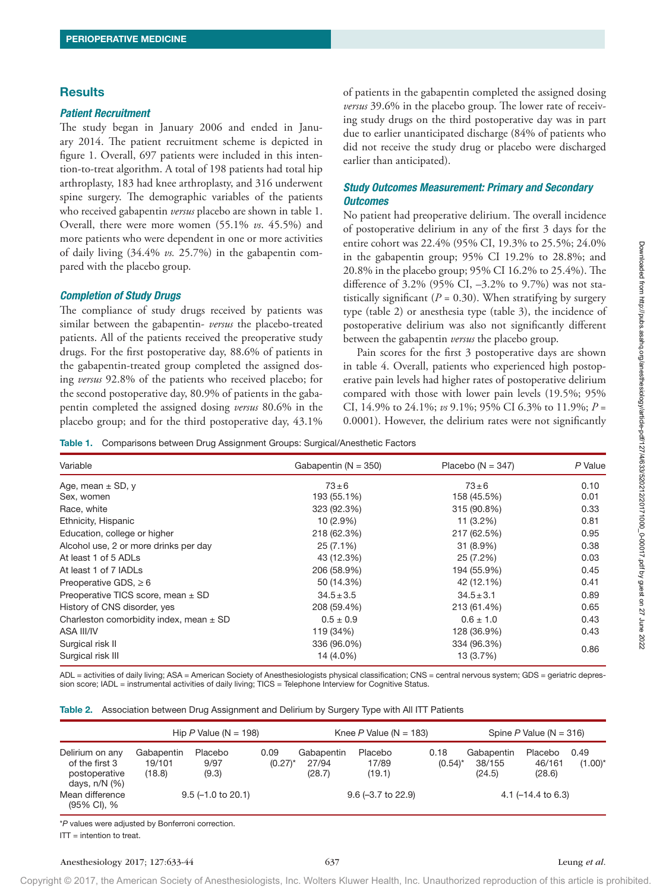## Results

### *Patient Recruitment*

The study began in January 2006 and ended in January 2014. The patient recruitment scheme is depicted in figure 1. Overall, 697 patients were included in this intention-to-treat algorithm. A total of 198 patients had total hip arthroplasty, 183 had knee arthroplasty, and 316 underwent spine surgery. The demographic variables of the patients who received gabapentin *versus* placebo are shown in table 1. Overall, there were more women (55.1% *vs.* 45.5%) and more patients who were dependent in one or more activities of daily living (34.4% *vs.* 25.7%) in the gabapentin compared with the placebo group.

### *Completion of Study Drugs*

The compliance of study drugs received by patients was similar between the gabapentin- *versus* the placebo-treated patients. All of the patients received the preoperative study drugs. For the first postoperative day, 88.6% of patients in the gabapentin-treated group completed the assigned dosing *versus* 92.8% of the patients who received placebo; for the second postoperative day, 80.9% of patients in the gabapentin completed the assigned dosing *versus* 80.6% in the placebo group; and for the third postoperative day, 43.1% of patients in the gabapentin completed the assigned dosing *versus* 39.6% in the placebo group. The lower rate of receiving study drugs on the third postoperative day was in part due to earlier unanticipated discharge (84% of patients who did not receive the study drug or placebo were discharged earlier than anticipated).

### *Study Outcomes Measurement: Primary and Secondary Outcomes*

No patient had preoperative delirium. The overall incidence of postoperative delirium in any of the first 3 days for the entire cohort was 22.4% (95% CI, 19.3% to 25.5%; 24.0% in the gabapentin group; 95% CI 19.2% to 28.8%; and 20.8% in the placebo group; 95% CI 16.2% to 25.4%). The difference of 3.2% (95% CI, –3.2% to 9.7%) was not statistically significant ($P$ = 0.30). When stratifying by surgery type (table 2) or anesthesia type (table 3), the incidence of postoperative delirium was also not significantly different between the gabapentin *versus* the placebo group.

Pain scores for the first 3 postoperative days are shown in table 4. Overall, patients who experienced high postoperative pain levels had higher rates of postoperative delirium compared with those with lower pain levels (19.5%; 95% CI, 14.9% to 24.1%; *vs* 9.1%; 95% CI 6.3% to 11.9%; $P$ = 0.0001). However, the delirium rates were not significantly

**Table 1.** Comparisons between Drug Assignment Groups: Surgical/Anesthetic Factors

| Variable | Gabapentin (N = 350) | Placebo (N = 347) | *P* Value |
|---|---|---|---|
| Age, mean ± SD, y | 73 ± 6 | 73 ± 6 | 0.10 |
| Sex, women | 193 (55.1%) | 158 (45.5%) | 0.01 |
| Race, white | 323 (92.3%) | 315 (90.8%) | 0.33 |
| Ethnicity, Hispanic | 10 (2.9%) | 11 (3.2%) | 0.81 |
| Education, college or higher | 218 (62.3%) | 217 (62.5%) | 0.95 |
| Alcohol use, 2 or more drinks per day | 25 (7.1%) | 31 (8.9%) | 0.38 |
| At least 1 of 5 ADLs | 43 (12.3%) | 25 (7.2%) | 0.03 |
| At least 1 of 7 IADLs | 206 (58.9%) | 194 (55.9%) | 0.45 |
| Preoperative GDS, ≥ 6 | 50 (14.3%) | 42 (12.1%) | 0.41 |
| Preoperative TICS score, mean ± SD | 34.5 ± 3.5 | 34.5 ± 3.1 | 0.89 |
| History of CNS disorder, yes | 208 (59.4%) | 213 (61.4%) | 0.65 |
| Charleston comorbidity index, mean ± SD | 0.5 ± 0.9 | 0.6 ± 1.0 | 0.43 |
| ASA III/IV | 119 (34%) | 128 (36.9%) | 0.43 |
| Surgical risk II | 336 (96.0%) | 334 (96.3%) | 0.86 |
| Surgical risk III | 14 (4.0%) | 13 (3.7%) | |

ADL = activities of daily living; ASA = American Society of Anesthesiologists physical classification; CNS = central nervous system; GDS = geriatric depression score; IADL = instrumental activities of daily living; TICS = Telephone Interview for Cognitive Status.

**Table 2.** Association between Drug Assignment and Delirium by Surgery Type with All ITT Patients

| | Hip *P* Value (N = 198) | | | Knee *P* Value (N = 183) | | | Spine *P* Value (N = 316) | | |
|---|---|---|---|---|---|---|---|---|---|
| | Gabapentin | Placebo | | Gabapentin | Placebo | | Gabapentin | Placebo | |
| Delirium on any of the first 3 postoperative days, n/N (%) | 19/101 (18.8) | 9/97 (9.3) | 0.09 (0.27)* | 27/94 (28.7) | 17/89 (19.1) | 0.18 (0.54)* | 38/155 (24.5) | 46/161 (28.6) | 0.49 (1.00)* |
| Mean difference (95% CI), % | 9.5 (–1.0 to 20.1) | | | 9.6 (–3.7 to 22.9) | | | 4.1 (–14.4 to 6.3) | | |

\**P* values were adjusted by Bonferroni correction.

ITT = intention to treat.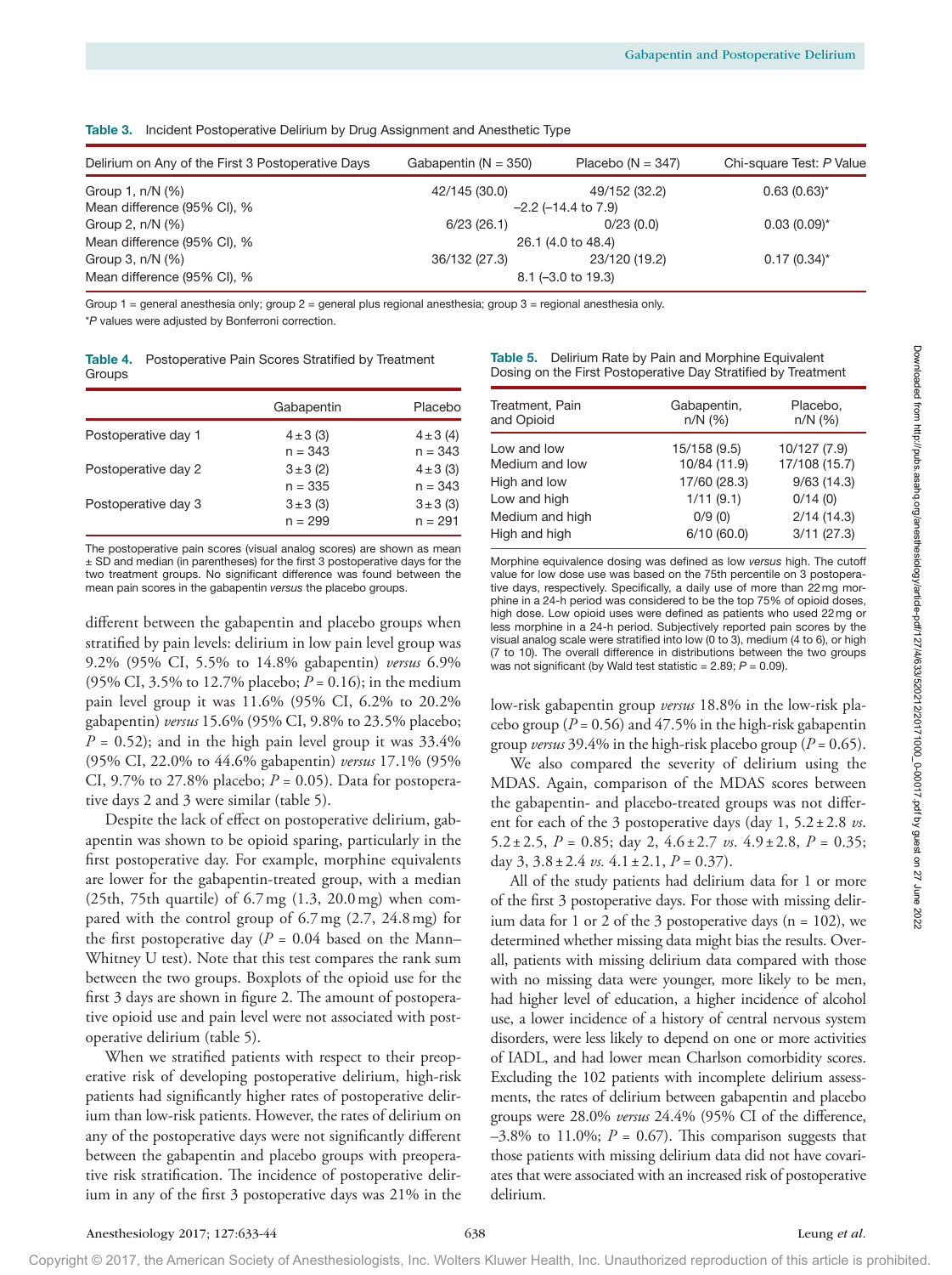**Table 3.** Incident Postoperative Delirium by Drug Assignment and Anesthetic Type

| Delirium on Any of the First 3 Postoperative Days | Gabapentin (N = 350) | Placebo (N = 347) | Chi-square Test: *P* Value |
|---|---|---|---|
| Group 1, n/N (%) | 42/145 (30.0) | 49/152 (32.2) | 0.63 (0.63)* |
| Mean difference (95% CI), % | –2.2 (–14.4 to 7.9) | | |
| Group 2, n/N (%) | 6/23 (26.1) | 0/23 (0.0) | 0.03 (0.09)* |
| Mean difference (95% CI), % | 26.1 (4.0 to 48.4) | | |
| Group 3, n/N (%) | 36/132 (27.3) | 23/120 (19.2) | 0.17 (0.34)* |
| Mean difference (95% CI), % | 8.1 (–3.0 to 19.3) | | |

Group 1 = general anesthesia only; group 2 = general plus regional anesthesia; group 3 = regional anesthesia only.
*$P$ values were adjusted by Bonferroni correction.

**Table 4.** Postoperative Pain Scores Stratified by Treatment Groups

| | Gabapentin | Placebo |
|---|---|---|
| Postoperative day 1 | 4 ± 3 (3) n = 343 | 4 ± 3 (4) n = 343 |
| Postoperative day 2 | 3 ± 3 (2) n = 335 | 4 ± 3 (3) n = 343 |
| Postoperative day 3 | 3 ± 3 (3) n = 299 | 3 ± 3 (3) n = 291 |

The postoperative pain scores (visual analog scores) are shown as mean ± SD and median (in parentheses) for the first 3 postoperative days for the two treatment groups. No significant difference was found between the mean pain scores in the gabapentin *versus* the placebo groups.

**Table 5.** Delirium Rate by Pain and Morphine Equivalent Dosing on the First Postoperative Day Stratified by Treatment

| Treatment, Pain and Opioid | Gabapentin, n/N (%) | Placebo, n/N (%) |
|---|---|---|
| Low and low | 15/158 (9.5) | 10/127 (7.9) |
| Medium and low | 10/84 (11.9) | 17/108 (15.7) |
| High and low | 17/60 (28.3) | 9/63 (14.3) |
| Low and high | 1/11 (9.1) | 0/14 (0) |
| Medium and high | 0/9 (0) | 2/14 (14.3) |
| High and high | 6/10 (60.0) | 3/11 (27.3) |

Morphine equivalence dosing was defined as low *versus* high. The cutoff value for low dose use was based on the 75th percentile on 3 postoperative days, respectively. Specifically, a daily use of more than 22 mg morphine in a 24-h period was considered to be the top 75% of opioid doses, high dose. Low opioid uses were defined as patients who used 22 mg or less morphine in a 24-h period. Subjectively reported pain scores by the visual analog scale were stratified into low (0 to 3), medium (4 to 6), or high (7 to 10). The overall difference in distributions between the two groups was not significant (by Wald test statistic = 2.89; $P = 0.09$).

different between the gabapentin and placebo groups when stratified by pain levels: delirium in low pain level group was 9.2% (95% CI, 5.5% to 14.8% gabapentin) *versus* 6.9% (95% CI, 3.5% to 12.7% placebo; $P = 0.16$); in the medium pain level group it was 11.6% (95% CI, 6.2% to 20.2% gabapentin) *versus* 15.6% (95% CI, 9.8% to 23.5% placebo; $P = 0.52$); and in the high pain level group it was 33.4% (95% CI, 22.0% to 44.6% gabapentin) *versus* 17.1% (95% CI, 9.7% to 27.8% placebo; $P = 0.05$). Data for postoperative days 2 and 3 were similar (table 5).

Despite the lack of effect on postoperative delirium, gabapentin was shown to be opioid sparing, particularly in the first postoperative day. For example, morphine equivalents are lower for the gabapentin-treated group, with a median (25th, 75th quartile) of 6.7 mg (1.3, 20.0 mg) when compared with the control group of 6.7 mg (2.7, 24.8 mg) for the first postoperative day ($P = 0.04$ based on the Mann–Whitney U test). Note that this test compares the rank sum between the two groups. Boxplots of the opioid use for the first 3 days are shown in figure 2. The amount of postoperative opioid use and pain level were not associated with postoperative delirium (table 5).

When we stratified patients with respect to their preoperative risk of developing postoperative delirium, high-risk patients had significantly higher rates of postoperative delirium than low-risk patients. However, the rates of delirium on any of the postoperative days were not significantly different between the gabapentin and placebo groups with preoperative risk stratification. The incidence of postoperative delirium in any of the first 3 postoperative days was 21% in the low-risk gabapentin group *versus* 18.8% in the low-risk placebo group ($P = 0.56$) and 47.5% in the high-risk gabapentin group *versus* 39.4% in the high-risk placebo group ($P = 0.65$).

We also compared the severity of delirium using the MDAS. Again, comparison of the MDAS scores between the gabapentin- and placebo-treated groups was not different for each of the 3 postoperative days (day 1, 5.2 ± 2.8 *vs.* 5.2 ± 2.5, $P = 0.85$; day 2, 4.6 ± 2.7 *vs.* 4.9 ± 2.8, $P = 0.35$; day 3, 3.8 ± 2.4 *vs.* 4.1 ± 2.1, $P = 0.37$).

All of the study patients had delirium data for 1 or more of the first 3 postoperative days. For those with missing delirium data for 1 or 2 of the 3 postoperative days (n = 102), we determined whether missing data might bias the results. Overall, patients with missing delirium data compared with those with no missing data were younger, more likely to be men, had higher level of education, a higher incidence of alcohol use, a lower incidence of a history of central nervous system disorders, were less likely to depend on one or more activities of IADL, and had lower mean Charlson comorbidity scores. Excluding the 102 patients with incomplete delirium assessments, the rates of delirium between gabapentin and placebo groups were 28.0% *versus* 24.4% (95% CI of the difference, –3.8% to 11.0%; $P = 0.67$). This comparison suggests that those patients with missing delirium data did not have covariates that were associated with an increased risk of postoperative delirium.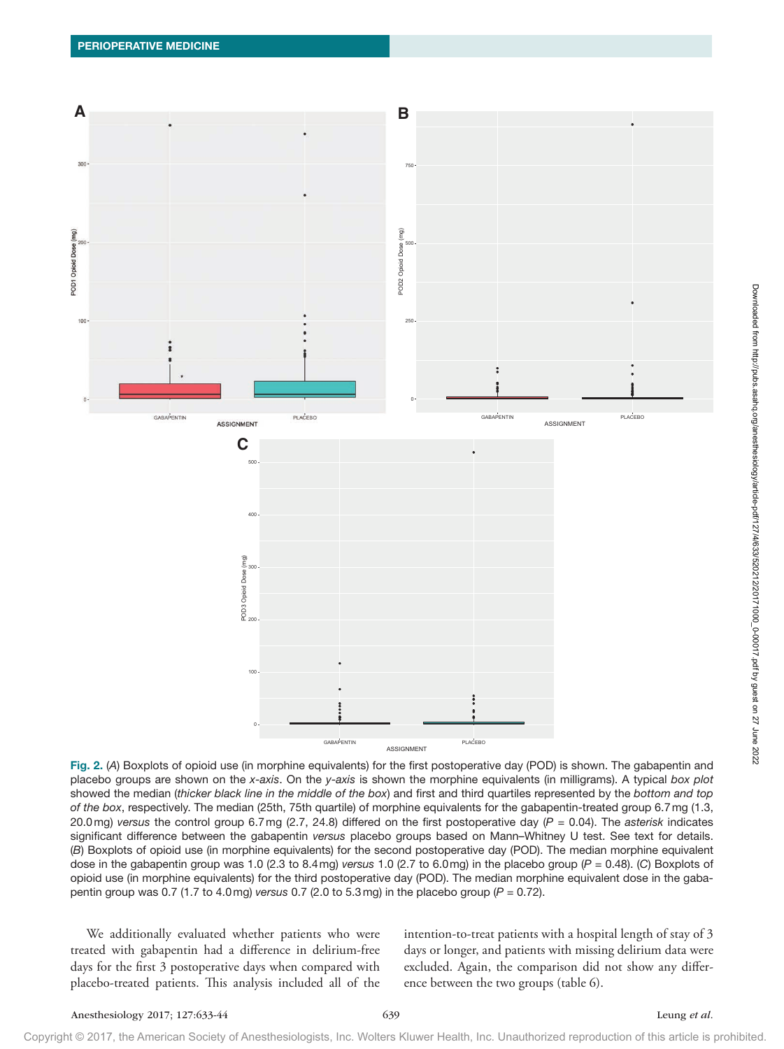**Fig. 2.** (*A*) Boxplots of opioid use (in morphine equivalents) for the first postoperative day (POD) is shown. The gabapentin and placebo groups are shown on the *x-axis*. On the *y-axis* is shown the morphine equivalents (in milligrams). A typical *box plot* showed the median (*thicker black line in the middle of the box*) and first and third quartiles represented by the *bottom and top of the box*, respectively. The median (25th, 75th quartile) of morphine equivalents for the gabapentin-treated group 6.7 mg (1.3, 20.0 mg) *versus* the control group 6.7 mg (2.7, 24.8) differed on the first postoperative day ($P = 0.04$). The *asterisk* indicates significant difference between the gabapentin *versus* placebo groups based on Mann–Whitney U test. See text for details. (*B*) Boxplots of opioid use (in morphine equivalents) for the second postoperative day (POD). The median morphine equivalent dose in the gabapentin group was 1.0 (2.3 to 8.4 mg) *versus* 1.0 (2.7 to 6.0 mg) in the placebo group ($P = 0.48$). (*C*) Boxplots of opioid use (in morphine equivalents) for the third postoperative day (POD). The median morphine equivalent dose in the gabapentin group was 0.7 (1.7 to 4.0 mg) *versus* 0.7 (2.0 to 5.3 mg) in the placebo group ($P = 0.72$).

We additionally evaluated whether patients who were treated with gabapentin had a difference in delirium-free days for the first 3 postoperative days when compared with placebo-treated patients. This analysis included all of the intention-to-treat patients with a hospital length of stay of 3 days or longer, and patients with missing delirium data were excluded. Again, the comparison did not show any difference between the two groups (table 6).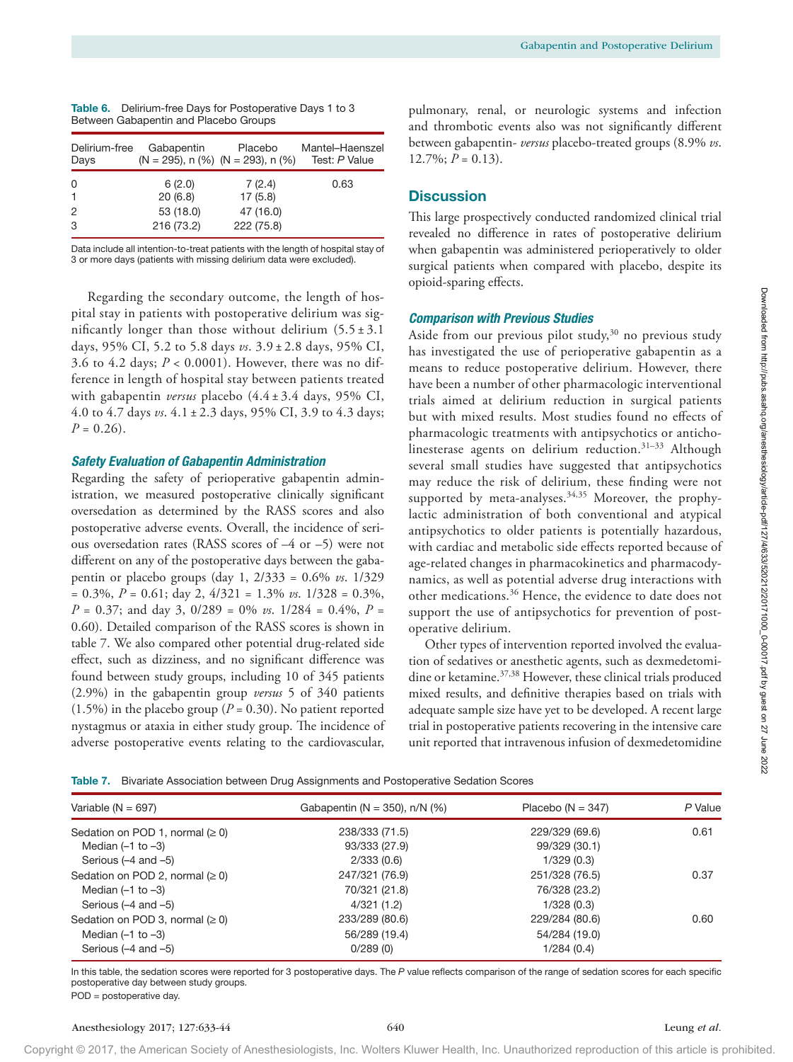**Table 6.** Delirium-free Days for Postoperative Days 1 to 3 Between Gabapentin and Placebo Groups

| Delirium-free Days | Gabapentin (N = 295), n (%) | Placebo (N = 293), n (%) | Mantel–Haenszel Test: *P* Value |
|---|---|---|---|
| 0 | 6 (2.0) | 7 (2.4) | 0.63 |
| 1 | 20 (6.8) | 17 (5.8) | |
| 2 | 53 (18.0) | 47 (16.0) | |
| 3 | 216 (73.2) | 222 (75.8) | |

Data include all intention-to-treat patients with the length of hospital stay of 3 or more days (patients with missing delirium data were excluded).

Regarding the secondary outcome, the length of hospital stay in patients with postoperative delirium was significantly longer than those without delirium (5.5 ± 3.1 days, 95% CI, 5.2 to 5.8 days *vs.* 3.9 ± 2.8 days, 95% CI, 3.6 to 4.2 days; $P < 0.0001$). However, there was no difference in length of hospital stay between patients treated with gabapentin *versus* placebo (4.4 ± 3.4 days, 95% CI, 4.0 to 4.7 days *vs.* 4.1 ± 2.3 days, 95% CI, 3.9 to 4.3 days; $P = 0.26$).

### *Safety Evaluation of Gabapentin Administration*

Regarding the safety of perioperative gabapentin administration, we measured postoperative clinically significant oversedation as determined by the RASS scores and also postoperative adverse events. Overall, the incidence of serious oversedation rates (RASS scores of –4 or –5) were not different on any of the postoperative days between the gabapentin or placebo groups (day 1, 2/333 = 0.6% *vs.* 1/329 = 0.3%, $P = 0.61$; day 2, 4/321 = 1.3% *vs.* 1/328 = 0.3%, $P = 0.37$; and day 3, 0/289 = 0% *vs.* 1/284 = 0.4%, $P = 0.60$). Detailed comparison of the RASS scores is shown in table 7. We also compared other potential drug-related side effect, such as dizziness, and no significant difference was found between study groups, including 10 of 345 patients (2.9%) in the gabapentin group *versus* 5 of 340 patients (1.5%) in the placebo group ($P = 0.30$). No patient reported nystagmus or ataxia in either study group. The incidence of adverse postoperative events relating to the cardiovascular, pulmonary, renal, or neurologic systems and infection and thrombotic events also was not significantly different between gabapentin- *versus* placebo-treated groups (8.9% *vs.* 12.7%; $P = 0.13$).

## Discussion

This large prospectively conducted randomized clinical trial revealed no difference in rates of postoperative delirium when gabapentin was administered perioperatively to older surgical patients when compared with placebo, despite its opioid-sparing effects.

### *Comparison with Previous Studies*

Aside from our previous pilot study,[30] no previous study has investigated the use of perioperative gabapentin as a means to reduce postoperative delirium. However, there have been a number of other pharmacologic interventional trials aimed at delirium reduction in surgical patients but with mixed results. Most studies found no effects of pharmacologic treatments with antipsychotics or anticholinesterase agents on delirium reduction.[31–33] Although several small studies have suggested that antipsychotics may reduce the risk of delirium, these finding were not supported by meta-analyses.[34,35] Moreover, the prophylactic administration of both conventional and atypical antipsychotics to older patients is potentially hazardous, with cardiac and metabolic side effects reported because of age-related changes in pharmacokinetics and pharmacodynamics, as well as potential adverse drug interactions with other medications.[36] Hence, the evidence to date does not support the use of antipsychotics for prevention of postoperative delirium.

Other types of intervention reported involved the evaluation of sedatives or anesthetic agents, such as dexmedetomidine or ketamine.[37,38] However, these clinical trials produced mixed results, and definitive therapies based on trials with adequate sample size have yet to be developed. A recent large trial in postoperative patients recovering in the intensive care unit reported that intravenous infusion of dexmedetomidine

**Table 7.** Bivariate Association between Drug Assignments and Postoperative Sedation Scores

| Variable (N = 697) | Gabapentin (N = 350), n/N (%) | Placebo (N = 347) | *P* Value |
|---|---|---|---|
| Sedation on POD 1, normal (≥ 0) | 238/333 (71.5) | 229/329 (69.6) | 0.61 |
| Median (–1 to –3) | 93/333 (27.9) | 99/329 (30.1) | |
| Serious (–4 and –5) | 2/333 (0.6) | 1/329 (0.3) | |
| Sedation on POD 2, normal (≥ 0) | 247/321 (76.9) | 251/328 (76.5) | 0.37 |
| Median (–1 to –3) | 70/321 (21.8) | 76/328 (23.2) | |
| Serious (–4 and –5) | 4/321 (1.2) | 1/328 (0.3) | |
| Sedation on POD 3, normal (≥ 0) | 233/289 (80.6) | 229/284 (80.6) | 0.60 |
| Median (–1 to –3) | 56/289 (19.4) | 54/284 (19.0) | |
| Serious (–4 and –5) | 0/289 (0) | 1/284 (0.4) | |

In this table, the sedation scores were reported for 3 postoperative days. The *P* value reflects comparison of the range of sedation scores for each specific postoperative day between study groups.

POD = postoperative day.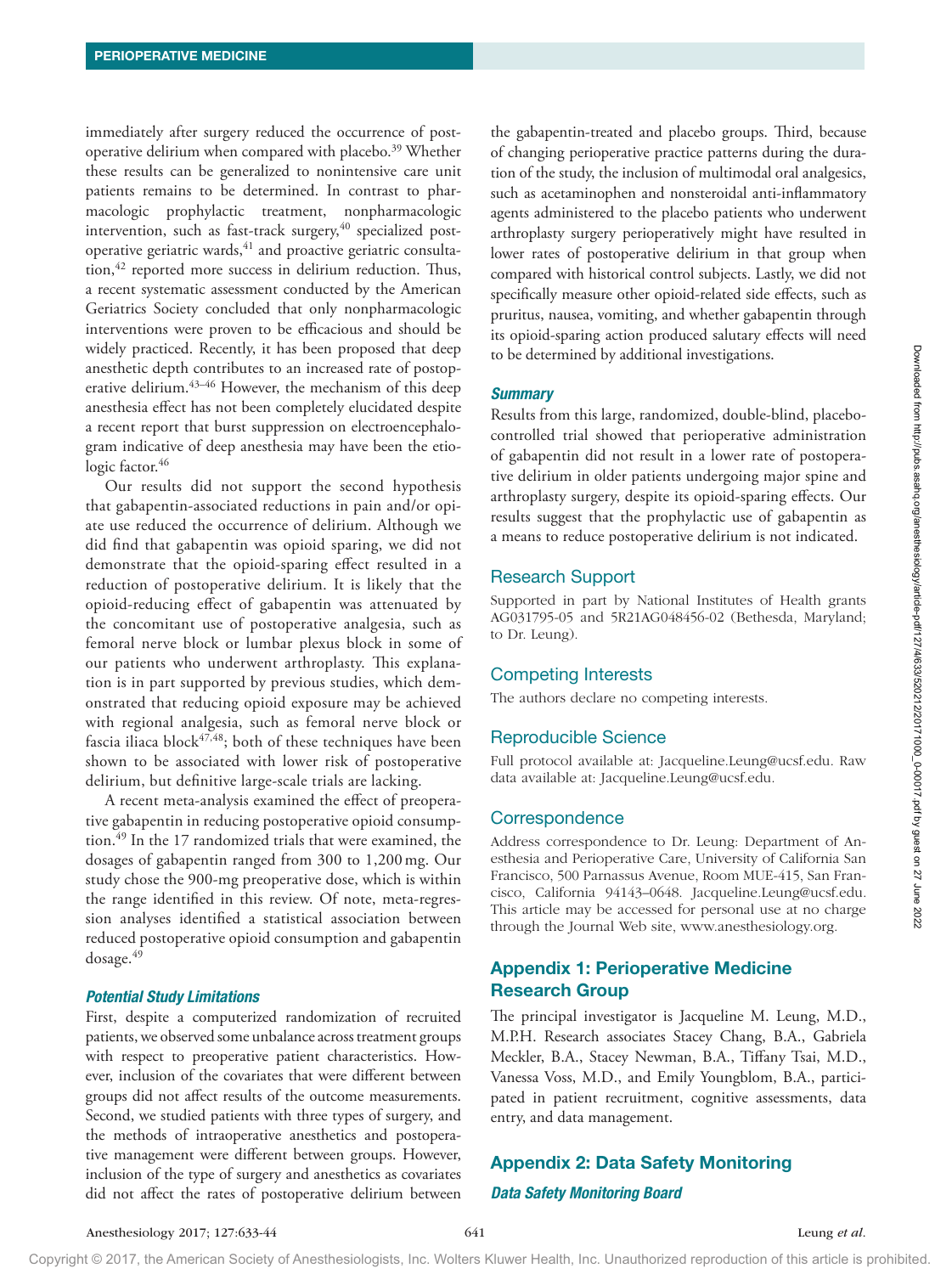immediately after surgery reduced the occurrence of postoperative delirium when compared with placebo.[39] Whether these results can be generalized to nonintensive care unit patients remains to be determined. In contrast to pharmacologic prophylactic treatment, nonpharmacologic intervention, such as fast-track surgery,[40] specialized postoperative geriatric wards,[41] and proactive geriatric consultation,[42] reported more success in delirium reduction. Thus, a recent systematic assessment conducted by the American Geriatrics Society concluded that only nonpharmacologic interventions were proven to be efficacious and should be widely practiced. Recently, it has been proposed that deep anesthetic depth contributes to an increased rate of postoperative delirium.[43–46] However, the mechanism of this deep anesthesia effect has not been completely elucidated despite a recent report that burst suppression on electroencephalogram indicative of deep anesthesia may have been the etiologic factor.[46]

Our results did not support the second hypothesis that gabapentin-associated reductions in pain and/or opiate use reduced the occurrence of delirium. Although we did find that gabapentin was opioid sparing, we did not demonstrate that the opioid-sparing effect resulted in a reduction of postoperative delirium. It is likely that the opioid-reducing effect of gabapentin was attenuated by the concomitant use of postoperative analgesia, such as femoral nerve block or lumbar plexus block in some of our patients who underwent arthroplasty. This explanation is in part supported by previous studies, which demonstrated that reducing opioid exposure may be achieved with regional analgesia, such as femoral nerve block or fascia iliaca block[47,48]; both of these techniques have been shown to be associated with lower risk of postoperative delirium, but definitive large-scale trials are lacking.

A recent meta-analysis examined the effect of preoperative gabapentin in reducing postoperative opioid consumption.[49] In the 17 randomized trials that were examined, the dosages of gabapentin ranged from 300 to 1,200 mg. Our study chose the 900-mg preoperative dose, which is within the range identified in this review. Of note, meta-regression analyses identified a statistical association between reduced postoperative opioid consumption and gabapentin dosage.[49]

### *Potential Study Limitations*

First, despite a computerized randomization of recruited patients, we observed some unbalance across treatment groups with respect to preoperative patient characteristics. However, inclusion of the covariates that were different between groups did not affect results of the outcome measurements. Second, we studied patients with three types of surgery, and the methods of intraoperative anesthetics and postoperative management were different between groups. However, inclusion of the type of surgery and anesthetics as covariates did not affect the rates of postoperative delirium between the gabapentin-treated and placebo groups. Third, because of changing perioperative practice patterns during the duration of the study, the inclusion of multimodal oral analgesics, such as acetaminophen and nonsteroidal anti-inflammatory agents administered to the placebo patients who underwent arthroplasty surgery perioperatively might have resulted in lower rates of postoperative delirium in that group when compared with historical control subjects. Lastly, we did not specifically measure other opioid-related side effects, such as pruritus, nausea, vomiting, and whether gabapentin through its opioid-sparing action produced salutary effects will need to be determined by additional investigations.

### *Summary*

Results from this large, randomized, double-blind, placebo-controlled trial showed that perioperative administration of gabapentin did not result in a lower rate of postoperative delirium in older patients undergoing major spine and arthroplasty surgery, despite its opioid-sparing effects. Our results suggest that the prophylactic use of gabapentin as a means to reduce postoperative delirium is not indicated.

## Research Support

Supported in part by National Institutes of Health grants AG031795-05 and 5R21AG048456-02 (Bethesda, Maryland; to Dr. Leung).

## Competing Interests

The authors declare no competing interests.

## Reproducible Science

Full protocol available at: Jacqueline.Leung@ucsf.edu. Raw data available at: Jacqueline.Leung@ucsf.edu.

## Correspondence

Address correspondence to Dr. Leung: Department of Anesthesia and Perioperative Care, University of California San Francisco, 500 Parnassus Avenue, Room MUE-415, San Francisco, California 94143–0648. Jacqueline.Leung@ucsf.edu. This article may be accessed for personal use at no charge through the Journal Web site, www.anesthesiology.org.

## Appendix 1: Perioperative Medicine Research Group

The principal investigator is Jacqueline M. Leung, M.D., M.P.H. Research associates Stacey Chang, B.A., Gabriela Meckler, B.A., Stacey Newman, B.A., Tiffany Tsai, M.D., Vanessa Voss, M.D., and Emily Youngblom, B.A., participated in patient recruitment, cognitive assessments, data entry, and data management.

## Appendix 2: Data Safety Monitoring

### *Data Safety Monitoring Board*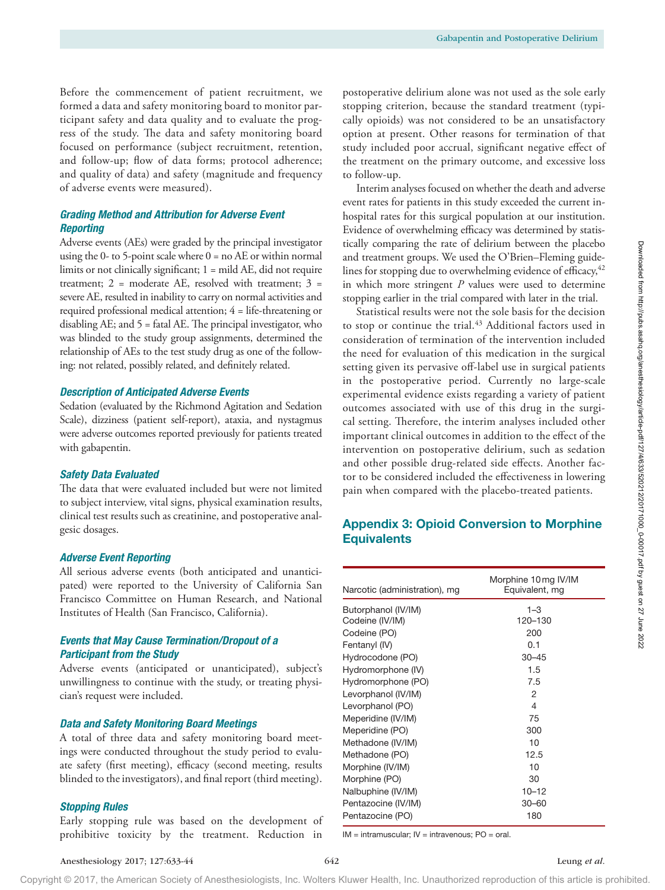Before the commencement of patient recruitment, we formed a data and safety monitoring board to monitor participant safety and data quality and to evaluate the progress of the study. The data and safety monitoring board focused on performance (subject recruitment, retention, and follow-up; flow of data forms; protocol adherence; and quality of data) and safety (magnitude and frequency of adverse events were measured).

### *Grading Method and Attribution for Adverse Event Reporting*

Adverse events (AEs) were graded by the principal investigator using the 0- to 5-point scale where 0 = no AE or within normal limits or not clinically significant; 1 = mild AE, did not require treatment; 2 = moderate AE, resolved with treatment; 3 = severe AE, resulted in inability to carry on normal activities and required professional medical attention; 4 = life-threatening or disabling AE; and 5 = fatal AE. The principal investigator, who was blinded to the study group assignments, determined the relationship of AEs to the test study drug as one of the following: not related, possibly related, and definitely related.

### *Description of Anticipated Adverse Events*

Sedation (evaluated by the Richmond Agitation and Sedation Scale), dizziness (patient self-report), ataxia, and nystagmus were adverse outcomes reported previously for patients treated with gabapentin.

### *Safety Data Evaluated*

The data that were evaluated included but were not limited to subject interview, vital signs, physical examination results, clinical test results such as creatinine, and postoperative analgesic dosages.

### *Adverse Event Reporting*

All serious adverse events (both anticipated and unanticipated) were reported to the University of California San Francisco Committee on Human Research, and National Institutes of Health (San Francisco, California).

### *Events that May Cause Termination/Dropout of a Participant from the Study*

Adverse events (anticipated or unanticipated), subject's unwillingness to continue with the study, or treating physician's request were included.

### *Data and Safety Monitoring Board Meetings*

A total of three data and safety monitoring board meetings were conducted throughout the study period to evaluate safety (first meeting), efficacy (second meeting, results blinded to the investigators), and final report (third meeting).

### *Stopping Rules*

Early stopping rule was based on the development of prohibitive toxicity by the treatment. Reduction in postoperative delirium alone was not used as the sole early stopping criterion, because the standard treatment (typically opioids) was not considered to be an unsatisfactory option at present. Other reasons for termination of that study included poor accrual, significant negative effect of the treatment on the primary outcome, and excessive loss to follow-up.

Interim analyses focused on whether the death and adverse event rates for patients in this study exceeded the current in-hospital rates for this surgical population at our institution. Evidence of overwhelming efficacy was determined by statistically comparing the rate of delirium between the placebo and treatment groups. We used the O'Brien–Fleming guidelines for stopping due to overwhelming evidence of efficacy,[42] in which more stringent *P* values were used to determine stopping earlier in the trial compared with later in the trial.

Statistical results were not the sole basis for the decision to stop or continue the trial.[43] Additional factors used in consideration of termination of the intervention included the need for evaluation of this medication in the surgical setting given its pervasive off-label use in surgical patients in the postoperative period. Currently no large-scale experimental evidence exists regarding a variety of patient outcomes associated with use of this drug in the surgical setting. Therefore, the interim analyses included other important clinical outcomes in addition to the effect of the intervention on postoperative delirium, such as sedation and other possible drug-related side effects. Another factor to be considered included the effectiveness in lowering pain when compared with the placebo-treated patients.

## Appendix 3: Opioid Conversion to Morphine Equivalents

| Narcotic (administration), mg | Morphine 10 mg IV/IM Equivalent, mg |
|---|---|
| Butorphanol (IV/IM) | 1–3 |
| Codeine (IV/IM) | 120–130 |
| Codeine (PO) | 200 |
| Fentanyl (IV) | 0.1 |
| Hydrocodone (PO) | 30–45 |
| Hydromorphone (IV) | 1.5 |
| Hydromorphone (PO) | 7.5 |
| Levorphanol (IV/IM) | 2 |
| Levorphanol (PO) | 4 |
| Meperidine (IV/IM) | 75 |
| Meperidine (PO) | 300 |
| Methadone (IV/IM) | 10 |
| Methadone (PO) | 12.5 |
| Morphine (IV/IM) | 10 |
| Morphine (PO) | 30 |
| Nalbuphine (IV/IM) | 10–12 |
| Pentazocine (IV/IM) | 30–60 |
| Pentazocine (PO) | 180 |

IM = intramuscular; IV = intravenous; PO = oral.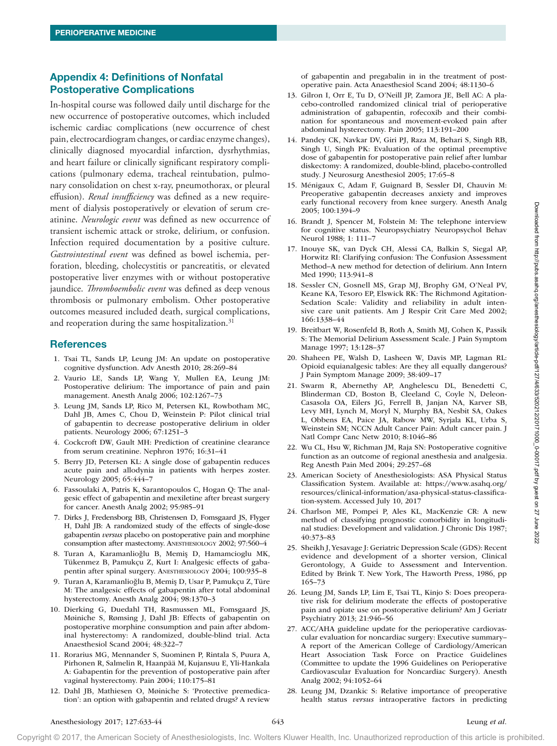## Appendix 4: Definitions of Nonfatal Postoperative Complications

In-hospital course was followed daily until discharge for the new occurrence of postoperative outcomes, which included ischemic cardiac complications (new occurrence of chest pain, electrocardiogram changes, or cardiac enzyme changes), clinically diagnosed myocardial infarction, dysrhythmias, and heart failure or clinically significant respiratory complications (pulmonary edema, tracheal reintubation, pulmonary consolidation on chest x-ray, pneumothorax, or pleural effusion). *Renal insufficiency* was defined as a new requirement of dialysis postoperatively or elevation of serum creatinine. *Neurologic event* was defined as new occurrence of transient ischemic attack or stroke, delirium, or confusion. Infection required documentation by a positive culture. *Gastrointestinal event* was defined as bowel ischemia, perforation, bleeding, cholecystitis or pancreatitis, or elevated postoperative liver enzymes with or without postoperative jaundice. *Thromboembolic event* was defined as deep venous thrombosis or pulmonary embolism. Other postoperative outcomes measured included death, surgical complications, and reoperation during the same hospitalization.[31]

## References

1. Tsai TL, Sands LP, Leung JM: An update on postoperative cognitive dysfunction. Adv Anesth 2010; 28:269–84
2. Vaurio LE, Sands LP, Wang Y, Mullen EA, Leung JM: Postoperative delirium: The importance of pain and pain management. Anesth Analg 2006; 102:1267–73
3. Leung JM, Sands LP, Rico M, Petersen KL, Rowbotham MC, Dahl JB, Ames C, Chou D, Weinstein P: Pilot clinical trial of gabapentin to decrease postoperative delirium in older patients. Neurology 2006; 67:1251–3
4. Cockcroft DW, Gault MH: Prediction of creatinine clearance from serum creatinine. Nephron 1976; 16:31–41
5. Berry JD, Petersen KL: A single dose of gabapentin reduces acute pain and allodynia in patients with herpes zoster. Neurology 2005; 65:444–7
6. Fassoulaki A, Patris K, Sarantopoulos C, Hogan Q: The analgesic effect of gabapentin and mexiletine after breast surgery for cancer. Anesth Analg 2002; 95:985–91
7. Dirks J, Fredensborg BB, Christensen D, Fomsgaard JS, Flyger H, Dahl JB: A randomized study of the effects of single-dose gabapentin *versus* placebo on postoperative pain and morphine consumption after mastectomy. Anesthesiology 2002; 97:560–4
8. Turan A, Karamanlioğlu B, Memiş D, Hamamcioglu MK, Tükenmez B, Pamukçu Z, Kurt I: Analgesic effects of gabapentin after spinal surgery. Anesthesiology 2004; 100:935–8
9. Turan A, Karamanlioğlu B, Memiş D, Usar P, Pamukçu Z, Türe M: The analgesic effects of gabapentin after total abdominal hysterectomy. Anesth Analg 2004; 98:1370–3
10. Dierking G, Duedahl TH, Rasmussen ML, Fomsgaard JS, Møiniche S, Rømsing J, Dahl JB: Effects of gabapentin on postoperative morphine consumption and pain after abdominal hysterectomy: A randomized, double-blind trial. Acta Anaesthesiol Scand 2004; 48:322–7
11. Rorarius MG, Mennander S, Suominen P, Rintala S, Puura A, Pirhonen R, Salmelin R, Haanpää M, Kujansuu E, Yli-Hankala A: Gabapentin for the prevention of postoperative pain after vaginal hysterectomy. Pain 2004; 110:175–81
12. Dahl JB, Mathiesen O, Møiniche S: 'Protective premedication': an option with gabapentin and related drugs? A review of gabapentin and pregabalin in in the treatment of postoperative pain. Acta Anaesthesiol Scand 2004; 48:1130–6
13. Gilron I, Orr E, Tu D, O'Neill JP, Zamora JE, Bell AC: A placebo-controlled randomized clinical trial of perioperative administration of gabapentin, rofecoxib and their combination for spontaneous and movement-evoked pain after abdominal hysterectomy. Pain 2005; 113:191–200
14. Pandey CK, Navkar DV, Giri PJ, Raza M, Behari S, Singh RB, Singh U, Singh PK: Evaluation of the optimal preemptive dose of gabapentin for postoperative pain relief after lumbar diskectomy: A randomized, double-blind, placebo-controlled study. J Neurosurg Anesthesiol 2005; 17:65–8
15. Ménigaux C, Adam F, Guignard B, Sessler DI, Chauvin M: Preoperative gabapentin decreases anxiety and improves early functional recovery from knee surgery. Anesth Analg 2005; 100:1394–9
16. Brandt J, Spencer M, Folstein M: The telephone interview for cognitive status. Neuropsychiatry Neuropsychol Behav Neurol 1988; 1: 111–7
17. Inouye SK, van Dyck CH, Alessi CA, Balkin S, Siegal AP, Horwitz RI: Clarifying confusion: The Confusion Assessment Method–A new method for detection of delirium. Ann Intern Med 1990; 113:941–8
18. Sessler CN, Gosnell MS, Grap MJ, Brophy GM, O'Neal PV, Keane KA, Tesoro EP, Elswick RK: The Richmond Agitation-Sedation Scale: Validity and reliability in adult intensive care unit patients. Am J Respir Crit Care Med 2002; 166:1338–44
19. Breitbart W, Rosenfeld B, Roth A, Smith MJ, Cohen K, Passik S: The Memorial Delirium Assessment Scale. J Pain Symptom Manage 1997; 13:128–37
20. Shaheen PE, Walsh D, Lasheen W, Davis MP, Lagman RL: Opioid equianalgesic tables: Are they all equally dangerous? J Pain Symptom Manage 2009; 38:409–17
21. Swarm R, Abernethy AP, Anghelescu DL, Benedetti C, Blinderman CD, Boston B, Cleeland C, Coyle N, Deleon-Casasola OA, Eilers JG, Ferrell B, Janjan NA, Karver SB, Levy MH, Lynch M, Moryl N, Murphy BA, Nesbit SA, Oakes L, Obbens EA, Paice JA, Rabow MW, Syrjala KL, Urba S, Weinstein SM; NCCN Adult Cancer Pain: Adult cancer pain. J Natl Compr Canc Netw 2010; 8:1046–86
22. Wu CL, Hsu W, Richman JM, Raja SN: Postoperative cognitive function as an outcome of regional anesthesia and analgesia. Reg Anesth Pain Med 2004; 29:257–68
23. American Society of Anesthesiologists: ASA Physical Status Classification System. Available at: https://www.asahq.org/resources/clinical-information/asa-physical-status-classification-system. Accessed July 10, 2017
24. Charlson ME, Pompei P, Ales KL, MacKenzie CR: A new method of classifying prognostic comorbidity in longitudinal studies: Development and validation. J Chronic Dis 1987; 40:373–83
25. Sheikh J, Yesavage J: Geriatric Depression Scale (GDS): Recent evidence and development of a shorter version, Clinical Gerontology, A Guide to Assessment and Intervention. Edited by Brink T. New York, The Haworth Press, 1986, pp 165–73
26. Leung JM, Sands LP, Lim E, Tsai TL, Kinjo S: Does preoperative risk for delirium moderate the effects of postoperative pain and opiate use on postoperative delirium? Am J Geriatr Psychiatry 2013; 21:946–56
27. ACC/AHA guideline update for the perioperative cardiovascular evaluation for noncardiac surgery: Executive summary–A report of the American College of Cardiology/American Heart Association Task Force on Practice Guidelines (Committee to update the 1996 Guidelines on Perioperative Cardiovascular Evaluation for Noncardiac Surgery). Anesth Analg 2002; 94:1052–64
28. Leung JM, Dzankic S: Relative importance of preoperative health status *versus* intraoperative factors in predicting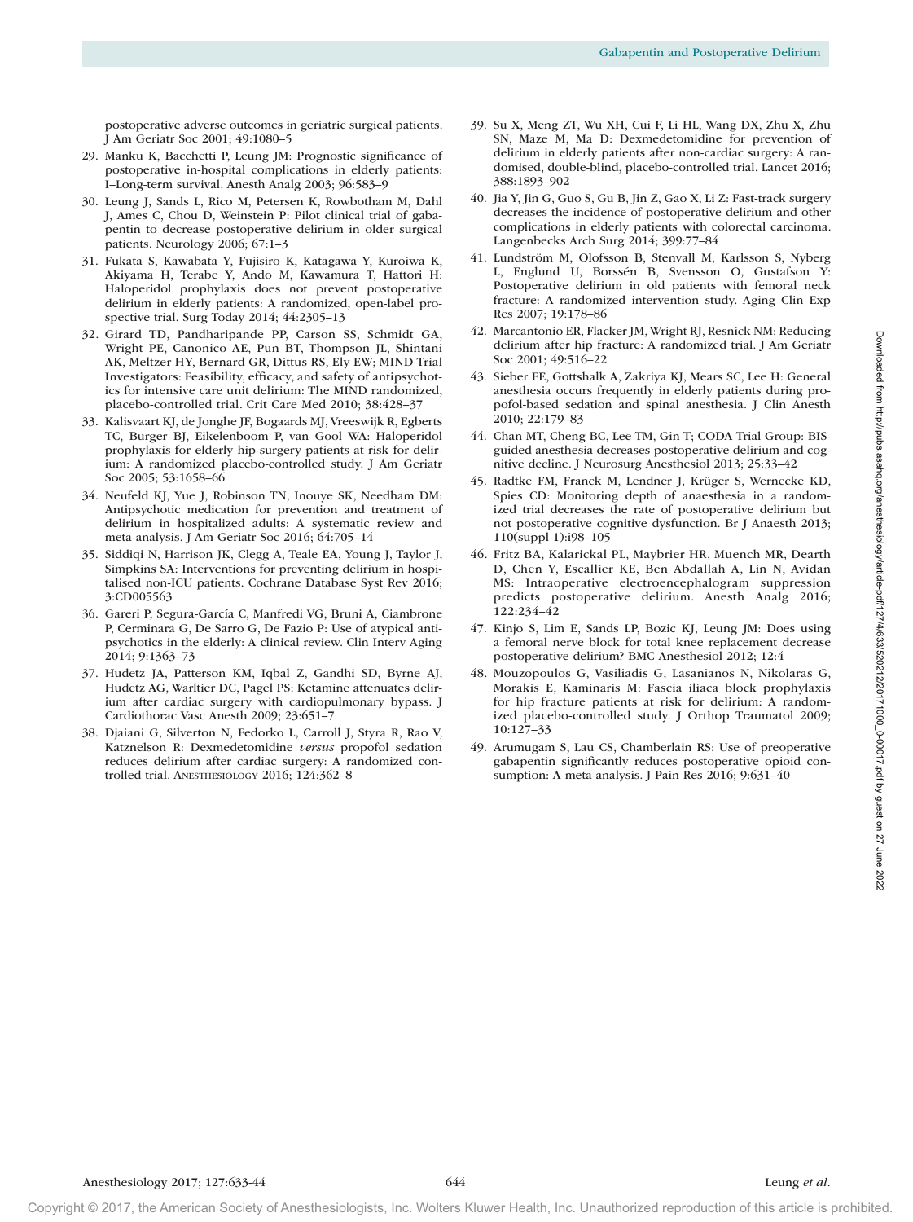postoperative adverse outcomes in geriatric surgical patients. J Am Geriatr Soc 2001; 49:1080–5

29. Manku K, Bacchetti P, Leung JM: Prognostic significance of postoperative in-hospital complications in elderly patients: I–Long-term survival. Anesth Analg 2003; 96:583–9
30. Leung J, Sands L, Rico M, Petersen K, Rowbotham M, Dahl J, Ames C, Chou D, Weinstein P: Pilot clinical trial of gabapentin to decrease postoperative delirium in older surgical patients. Neurology 2006; 67:1–3
31. Fukata S, Kawabata Y, Fujisiro K, Katagawa Y, Kuroiwa K, Akiyama H, Terabe Y, Ando M, Kawamura T, Hattori H: Haloperidol prophylaxis does not prevent postoperative delirium in elderly patients: A randomized, open-label prospective trial. Surg Today 2014; 44:2305–13
32. Girard TD, Pandharipande PP, Carson SS, Schmidt GA, Wright PE, Canonico AE, Pun BT, Thompson JL, Shintani AK, Meltzer HY, Bernard GR, Dittus RS, Ely EW; MIND Trial Investigators: Feasibility, efficacy, and safety of antipsychotics for intensive care unit delirium: The MIND randomized, placebo-controlled trial. Crit Care Med 2010; 38:428–37
33. Kalisvaart KJ, de Jonghe JF, Bogaards MJ, Vreeswijk R, Egberts TC, Burger BJ, Eikelenboom P, van Gool WA: Haloperidol prophylaxis for elderly hip-surgery patients at risk for delirium: A randomized placebo-controlled study. J Am Geriatr Soc 2005; 53:1658–66
34. Neufeld KJ, Yue J, Robinson TN, Inouye SK, Needham DM: Antipsychotic medication for prevention and treatment of delirium in hospitalized adults: A systematic review and meta-analysis. J Am Geriatr Soc 2016; 64:705–14
35. Siddiqi N, Harrison JK, Clegg A, Teale EA, Young J, Taylor J, Simpkins SA: Interventions for preventing delirium in hospitalised non-ICU patients. Cochrane Database Syst Rev 2016; 3:CD005563
36. Gareri P, Segura-García C, Manfredi VG, Bruni A, Ciambrone P, Cerminara G, De Sarro G, De Fazio P: Use of atypical antipsychotics in the elderly: A clinical review. Clin Interv Aging 2014; 9:1363–73
37. Hudetz JA, Patterson KM, Iqbal Z, Gandhi SD, Byrne AJ, Hudetz AG, Warltier DC, Pagel PS: Ketamine attenuates delirium after cardiac surgery with cardiopulmonary bypass. J Cardiothorac Vasc Anesth 2009; 23:651–7
38. Djaiani G, Silverton N, Fedorko L, Carroll J, Styra R, Rao V, Katznelson R: Dexmedetomidine *versus* propofol sedation reduces delirium after cardiac surgery: A randomized controlled trial. Anesthesiology 2016; 124:362–8
39. Su X, Meng ZT, Wu XH, Cui F, Li HL, Wang DX, Zhu X, Zhu SN, Maze M, Ma D: Dexmedetomidine for prevention of delirium in elderly patients after non-cardiac surgery: A randomised, double-blind, placebo-controlled trial. Lancet 2016; 388:1893–902
40. Jia Y, Jin G, Guo S, Gu B, Jin Z, Gao X, Li Z: Fast-track surgery decreases the incidence of postoperative delirium and other complications in elderly patients with colorectal carcinoma. Langenbecks Arch Surg 2014; 399:77–84
41. Lundström M, Olofsson B, Stenvall M, Karlsson S, Nyberg L, Englund U, Borssén B, Svensson O, Gustafson Y: Postoperative delirium in old patients with femoral neck fracture: A randomized intervention study. Aging Clin Exp Res 2007; 19:178–86
42. Marcantonio ER, Flacker JM, Wright RJ, Resnick NM: Reducing delirium after hip fracture: A randomized trial. J Am Geriatr Soc 2001; 49:516–22
43. Sieber FE, Gottshalk A, Zakriya KJ, Mears SC, Lee H: General anesthesia occurs frequently in elderly patients during propofol-based sedation and spinal anesthesia. J Clin Anesth 2010; 22:179–83
44. Chan MT, Cheng BC, Lee TM, Gin T; CODA Trial Group: BIS-guided anesthesia decreases postoperative delirium and cognitive decline. J Neurosurg Anesthesiol 2013; 25:33–42
45. Radtke FM, Franck M, Lendner J, Krüger S, Wernecke KD, Spies CD: Monitoring depth of anaesthesia in a randomized trial decreases the rate of postoperative delirium but not postoperative cognitive dysfunction. Br J Anaesth 2013; 110(suppl 1):i98–105
46. Fritz BA, Kalarickal PL, Maybrier HR, Muench MR, Dearth D, Chen Y, Escallier KE, Ben Abdallah A, Lin N, Avidan MS: Intraoperative electroencephalogram suppression predicts postoperative delirium. Anesth Analg 2016; 122:234–42
47. Kinjo S, Lim E, Sands LP, Bozic KJ, Leung JM: Does using a femoral nerve block for total knee replacement decrease postoperative delirium? BMC Anesthesiol 2012; 12:4
48. Mouzopoulos G, Vasiliadis G, Lasanianos N, Nikolaras G, Morakis E, Kaminaris M: Fascia iliaca block prophylaxis for hip fracture patients at risk for delirium: A randomized placebo-controlled study. J Orthop Traumatol 2009; 10:127–33
49. Arumugam S, Lau CS, Chamberlain RS: Use of preoperative gabapentin significantly reduces postoperative opioid consumption: A meta-analysis. J Pain Res 2016; 9:631–40